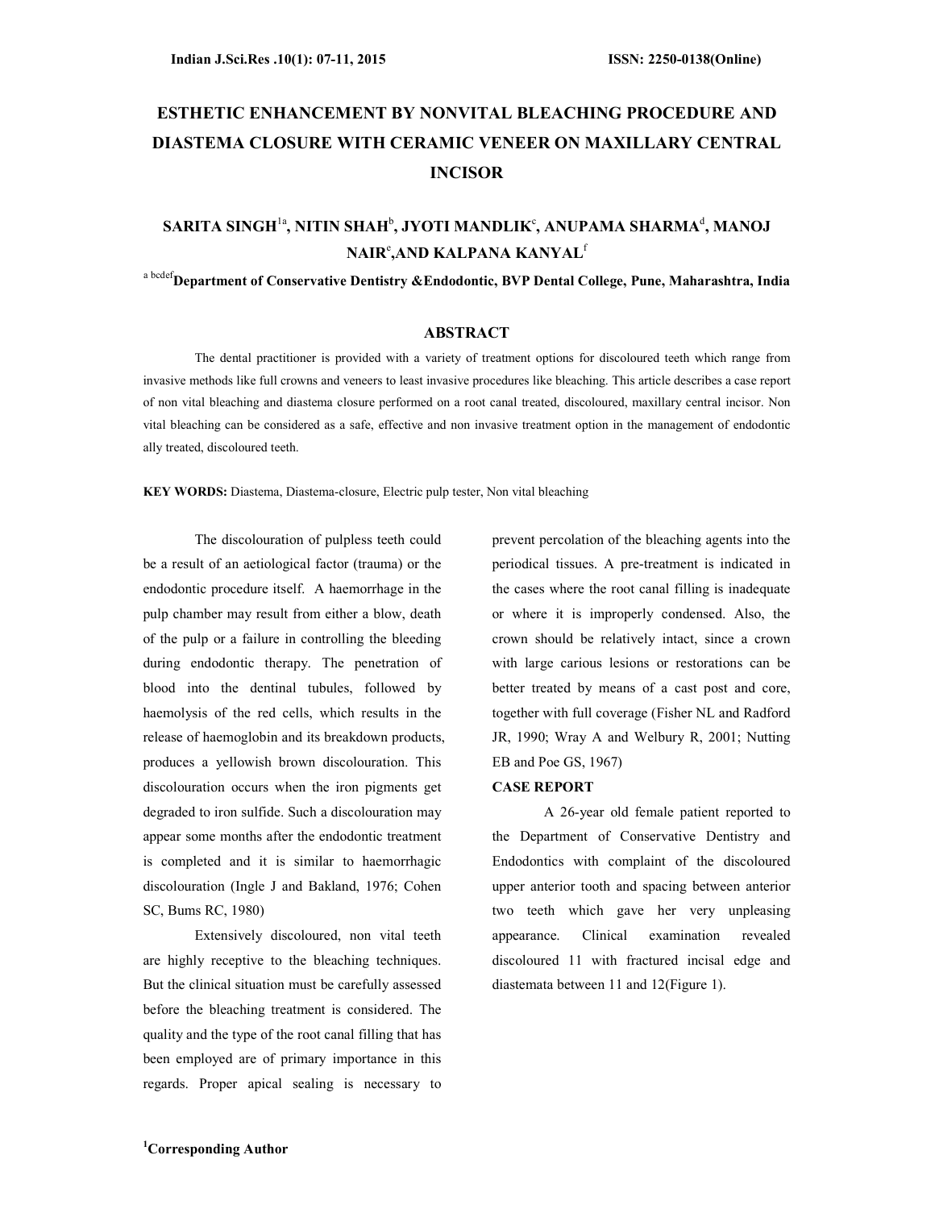# ESTHETIC ENHANCEMENT BY NONVITAL BLEACHING PROCEDURE AND DIASTEMA CLOSURE WITH CERAMIC VENEER ON MAXILLARY CENTRAL INCISOR

**SARITA SINGH[1a], NITIN SHAH[b], JYOTI MANDLIK[c], ANUPAMA SHARMA[d], MANOJ NAIR[e],AND KALPANA KANYAL[f]**

[a bcdef]**Department of Conservative Dentistry &Endodontic, BVP Dental College, Pune, Maharashtra, India**

## ABSTRACT

The dental practitioner is provided with a variety of treatment options for discoloured teeth which range from invasive methods like full crowns and veneers to least invasive procedures like bleaching. This article describes a case report of non vital bleaching and diastema closure performed on a root canal treated, discoloured, maxillary central incisor. Non vital bleaching can be considered as a safe, effective and non invasive treatment option in the management of endodontic ally treated, discoloured teeth.

**KEY WORDS:** Diastema, Diastema-closure, Electric pulp tester, Non vital bleaching

The discolouration of pulpless teeth could be a result of an aetiological factor (trauma) or the endodontic procedure itself. A haemorrhage in the pulp chamber may result from either a blow, death of the pulp or a failure in controlling the bleeding during endodontic therapy. The penetration of blood into the dentinal tubules, followed by haemolysis of the red cells, which results in the release of haemoglobin and its breakdown products, produces a yellowish brown discolouration. This discolouration occurs when the iron pigments get degraded to iron sulfide. Such a discolouration may appear some months after the endodontic treatment is completed and it is similar to haemorrhagic discolouration (Ingle J and Bakland, 1976; Cohen SC, Bums RC, 1980)

Extensively discoloured, non vital teeth are highly receptive to the bleaching techniques. But the clinical situation must be carefully assessed before the bleaching treatment is considered. The quality and the type of the root canal filling that has been employed are of primary importance in this regards. Proper apical sealing is necessary to prevent percolation of the bleaching agents into the periodical tissues. A pre-treatment is indicated in the cases where the root canal filling is inadequate or where it is improperly condensed. Also, the crown should be relatively intact, since a crown with large carious lesions or restorations can be better treated by means of a cast post and core, together with full coverage (Fisher NL and Radford JR, 1990; Wray A and Welbury R, 2001; Nutting EB and Poe GS, 1967)

## CASE REPORT

A 26-year old female patient reported to the Department of Conservative Dentistry and Endodontics with complaint of the discoloured upper anterior tooth and spacing between anterior two teeth which gave her very unpleasing appearance. Clinical examination revealed discoloured 11 with fractured incisal edge and diastemata between 11 and 12(Figure 1).

[1]**Corresponding Author**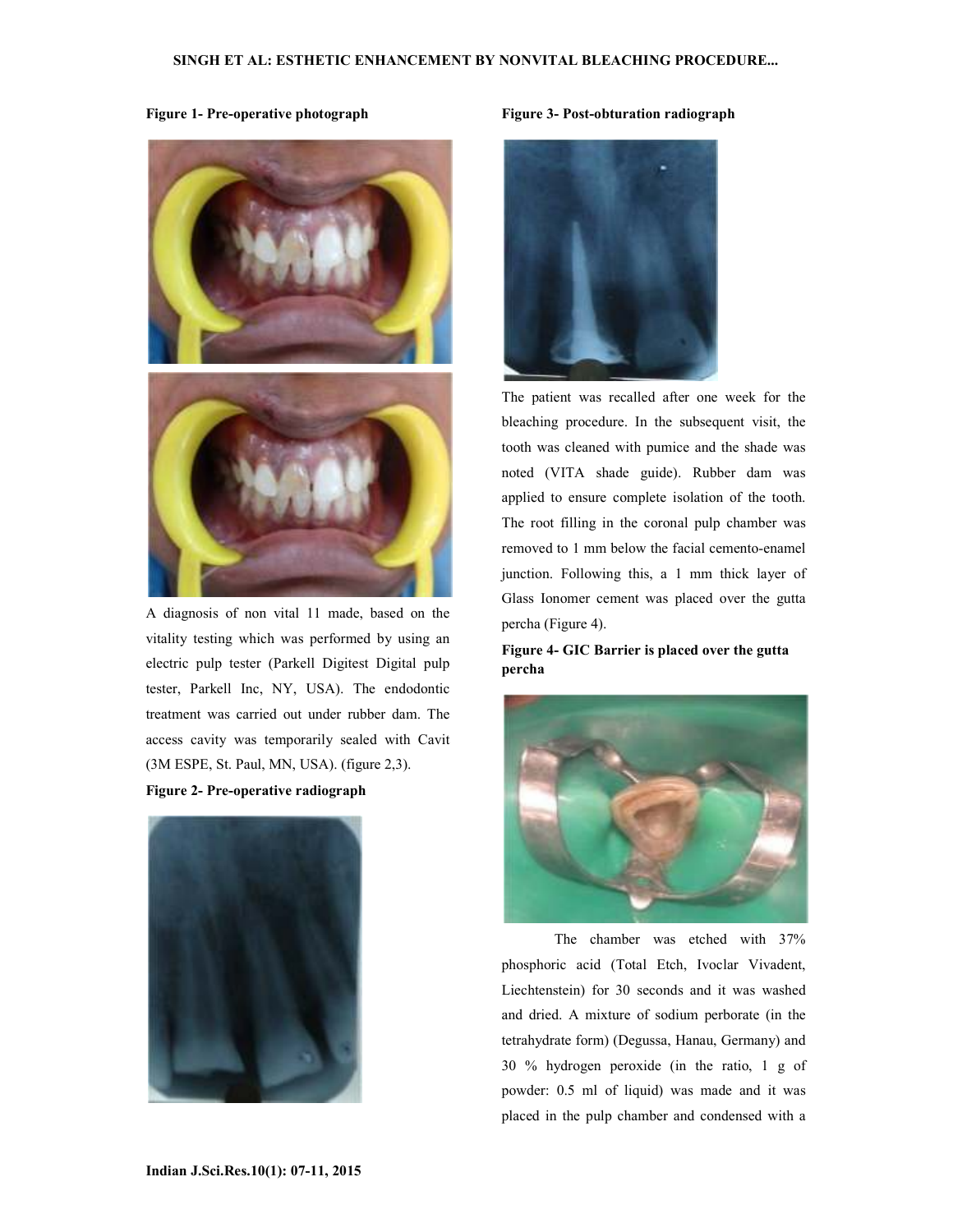**Figure 1- Pre-operative photograph**

A diagnosis of non vital 11 made, based on the vitality testing which was performed by using an electric pulp tester (Parkell Digitest Digital pulp tester, Parkell Inc, NY, USA). The endodontic treatment was carried out under rubber dam. The access cavity was temporarily sealed with Cavit (3M ESPE, St. Paul, MN, USA). (figure 2,3).

**Figure 2- Pre-operative radiograph**

**Figure 3- Post-obturation radiograph**

The patient was recalled after one week for the bleaching procedure. In the subsequent visit, the tooth was cleaned with pumice and the shade was noted (VITA shade guide). Rubber dam was applied to ensure complete isolation of the tooth. The root filling in the coronal pulp chamber was removed to 1 mm below the facial cemento-enamel junction. Following this, a 1 mm thick layer of Glass Ionomer cement was placed over the gutta percha (Figure 4).

**Figure 4- GIC Barrier is placed over the gutta percha**

The chamber was etched with 37% phosphoric acid (Total Etch, Ivoclar Vivadent, Liechtenstein) for 30 seconds and it was washed and dried. A mixture of sodium perborate (in the tetrahydrate form) (Degussa, Hanau, Germany) and 30 % hydrogen peroxide (in the ratio, 1 g of powder: 0.5 ml of liquid) was made and it was placed in the pulp chamber and condensed with a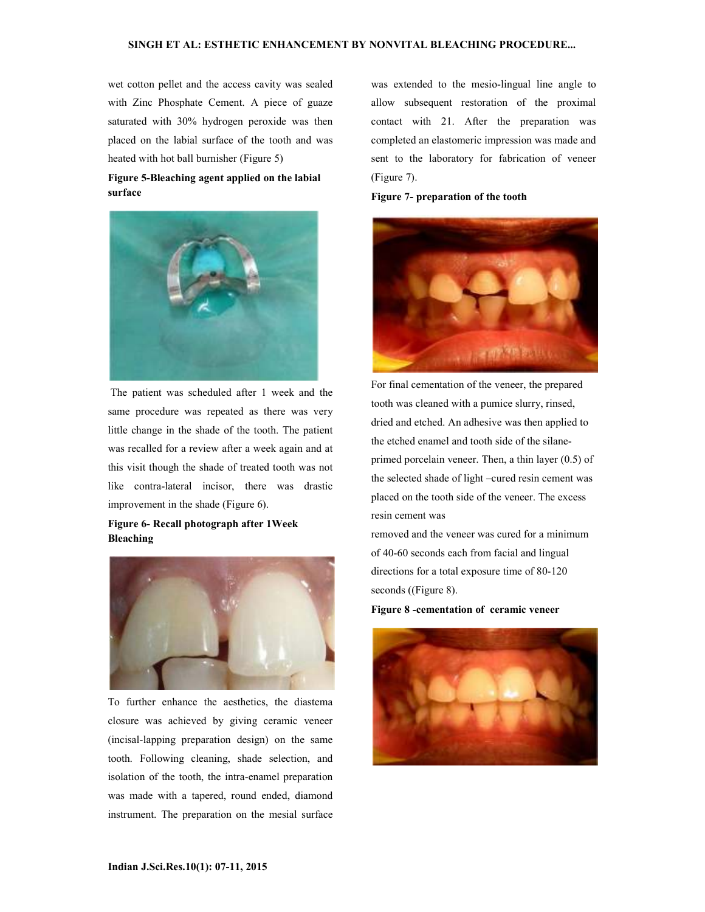wet cotton pellet and the access cavity was sealed with Zinc Phosphate Cement. A piece of guaze saturated with 30% hydrogen peroxide was then placed on the labial surface of the tooth and was heated with hot ball burnisher (Figure 5)

**Figure 5-Bleaching agent applied on the labial surface**

The patient was scheduled after 1 week and the same procedure was repeated as there was very little change in the shade of the tooth. The patient was recalled for a review after a week again and at this visit though the shade of treated tooth was not like contra-lateral incisor, there was drastic improvement in the shade (Figure 6).

**Figure 6- Recall photograph after 1Week Bleaching**

To further enhance the aesthetics, the diastema closure was achieved by giving ceramic veneer (incisal-lapping preparation design) on the same tooth. Following cleaning, shade selection, and isolation of the tooth, the intra-enamel preparation was made with a tapered, round ended, diamond instrument. The preparation on the mesial surface was extended to the mesio-lingual line angle to allow subsequent restoration of the proximal contact with 21. After the preparation was completed an elastomeric impression was made and sent to the laboratory for fabrication of veneer (Figure 7).

**Figure 7- preparation of the tooth**

For final cementation of the veneer, the prepared tooth was cleaned with a pumice slurry, rinsed, dried and etched. An adhesive was then applied to the etched enamel and tooth side of the silane-primed porcelain veneer. Then, a thin layer (0.5) of the selected shade of light –cured resin cement was placed on the tooth side of the veneer. The excess resin cement was removed and the veneer was cured for a minimum of 40-60 seconds each from facial and lingual directions for a total exposure time of 80-120 seconds ((Figure 8).

**Figure 8 -cementation of ceramic veneer**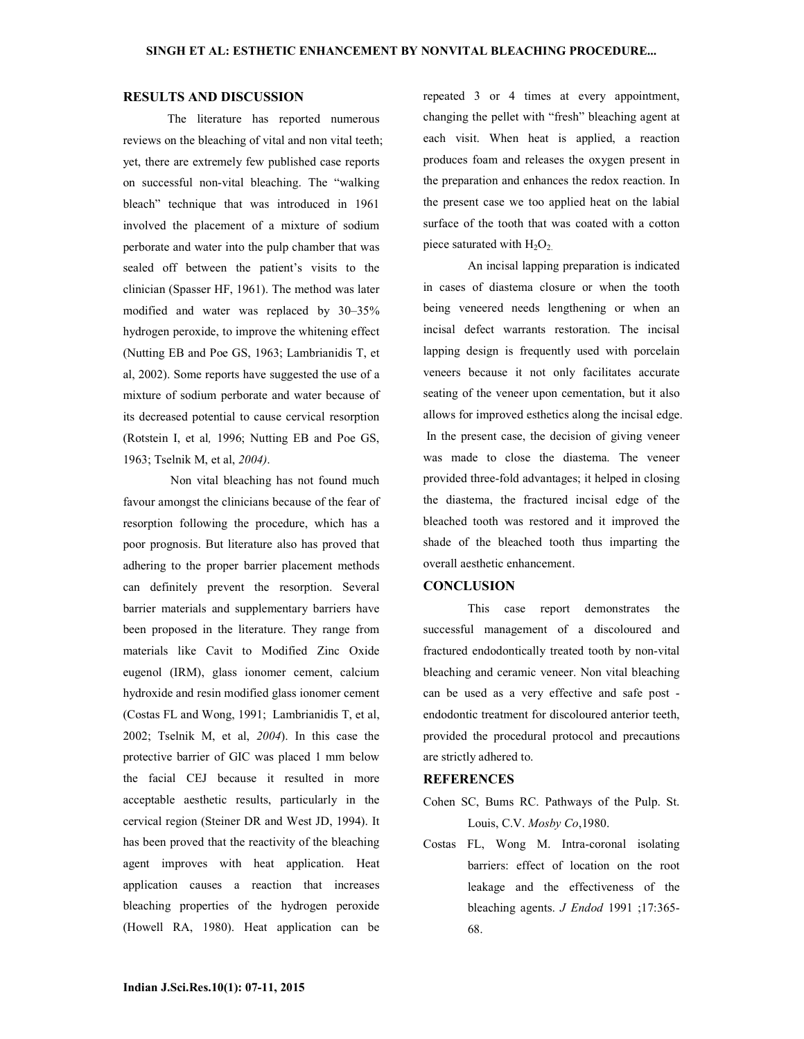## RESULTS AND DISCUSSION

The literature has reported numerous reviews on the bleaching of vital and non vital teeth; yet, there are extremely few published case reports on successful non-vital bleaching. The "walking bleach" technique that was introduced in 1961 involved the placement of a mixture of sodium perborate and water into the pulp chamber that was sealed off between the patient's visits to the clinician (Spasser HF, 1961). The method was later modified and water was replaced by 30–35% hydrogen peroxide, to improve the whitening effect (Nutting EB and Poe GS, 1963; Lambrianidis T, et al, 2002). Some reports have suggested the use of a mixture of sodium perborate and water because of its decreased potential to cause cervical resorption (Rotstein I, et al*,* 1996; Nutting EB and Poe GS, 1963; Tselnik M, et al, *2004)*.

Non vital bleaching has not found much favour amongst the clinicians because of the fear of resorption following the procedure, which has a poor prognosis. But literature also has proved that adhering to the proper barrier placement methods can definitely prevent the resorption. Several barrier materials and supplementary barriers have been proposed in the literature. They range from materials like Cavit to Modified Zinc Oxide eugenol (IRM), glass ionomer cement, calcium hydroxide and resin modified glass ionomer cement (Costas FL and Wong, 1991; Lambrianidis T, et al, 2002; Tselnik M, et al, *2004*). In this case the protective barrier of GIC was placed 1 mm below the facial CEJ because it resulted in more acceptable aesthetic results, particularly in the cervical region (Steiner DR and West JD, 1994). It has been proved that the reactivity of the bleaching agent improves with heat application. Heat application causes a reaction that increases bleaching properties of the hydrogen peroxide (Howell RA, 1980). Heat application can be repeated 3 or 4 times at every appointment, changing the pellet with "fresh" bleaching agent at each visit. When heat is applied, a reaction produces foam and releases the oxygen present in the preparation and enhances the redox reaction. In the present case we too applied heat on the labial surface of the tooth that was coated with a cotton piece saturated with $H_2O_2$.

An incisal lapping preparation is indicated in cases of diastema closure or when the tooth being veneered needs lengthening or when an incisal defect warrants restoration. The incisal lapping design is frequently used with porcelain veneers because it not only facilitates accurate seating of the veneer upon cementation, but it also allows for improved esthetics along the incisal edge. In the present case, the decision of giving veneer was made to close the diastema. The veneer provided three-fold advantages; it helped in closing the diastema, the fractured incisal edge of the bleached tooth was restored and it improved the shade of the bleached tooth thus imparting the overall aesthetic enhancement.

## CONCLUSION

This case report demonstrates the successful management of a discoloured and fractured endodontically treated tooth by non-vital bleaching and ceramic veneer. Non vital bleaching can be used as a very effective and safe post - endodontic treatment for discoloured anterior teeth, provided the procedural protocol and precautions are strictly adhered to.

## REFERENCES

Cohen SC, Bums RC. Pathways of the Pulp. St. Louis, C.V. *Mosby Co*,1980.

Costas FL, Wong M. Intra-coronal isolating barriers: effect of location on the root leakage and the effectiveness of the bleaching agents. *J Endod* 1991 ;17:365-68.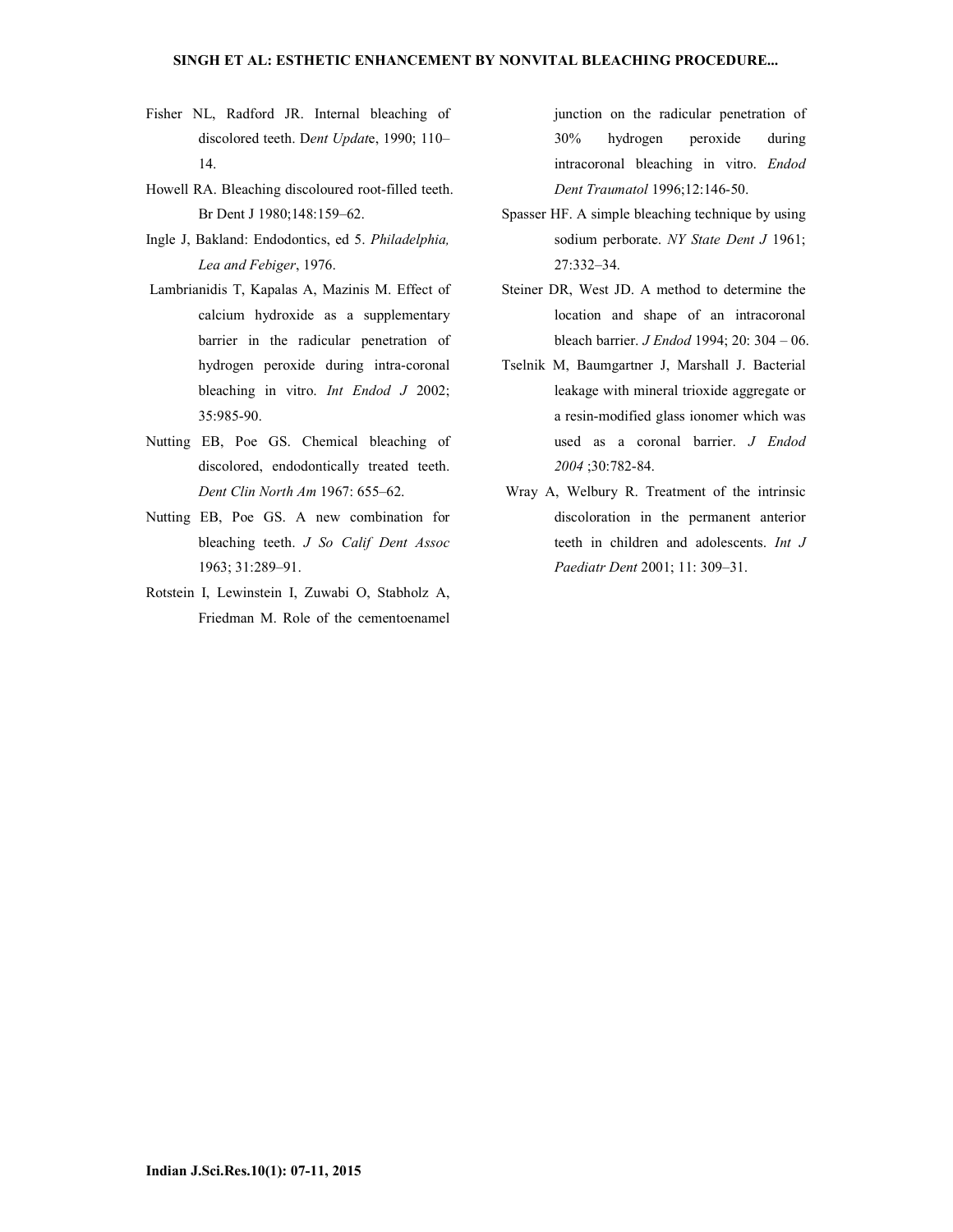Fisher NL, Radford JR. Internal bleaching of discolored teeth. D*ent Updat*e, 1990; 110–14.

Howell RA. Bleaching discoloured root-filled teeth. Br Dent J 1980;148:159–62.

Ingle J, Bakland: Endodontics, ed 5. *Philadelphia, Lea and Febiger*, 1976.

Lambrianidis T, Kapalas A, Mazinis M. Effect of calcium hydroxide as a supplementary barrier in the radicular penetration of hydrogen peroxide during intra-coronal bleaching in vitro. *Int Endod J* 2002; 35:985-90.

Nutting EB, Poe GS. Chemical bleaching of discolored, endodontically treated teeth. *Dent Clin North Am* 1967: 655–62.

Nutting EB, Poe GS. A new combination for bleaching teeth. *J So Calif Dent Assoc* 1963; 31:289–91.

Rotstein I, Lewinstein I, Zuwabi O, Stabholz A, Friedman M. Role of the cementoenamel junction on the radicular penetration of 30% hydrogen peroxide during intracoronal bleaching in vitro. *Endod Dent Traumatol* 1996;12:146-50.

Spasser HF. A simple bleaching technique by using sodium perborate. *NY State Dent J* 1961; 27:332–34.

Steiner DR, West JD. A method to determine the location and shape of an intracoronal bleach barrier. *J Endod* 1994; 20: 304 – 06.

Tselnik M, Baumgartner J, Marshall J. Bacterial leakage with mineral trioxide aggregate or a resin-modified glass ionomer which was used as a coronal barrier. *J Endod 2004* ;30:782-84.

Wray A, Welbury R. Treatment of the intrinsic discoloration in the permanent anterior teeth in children and adolescents. *Int J Paediatr Dent* 2001; 11: 309–31.